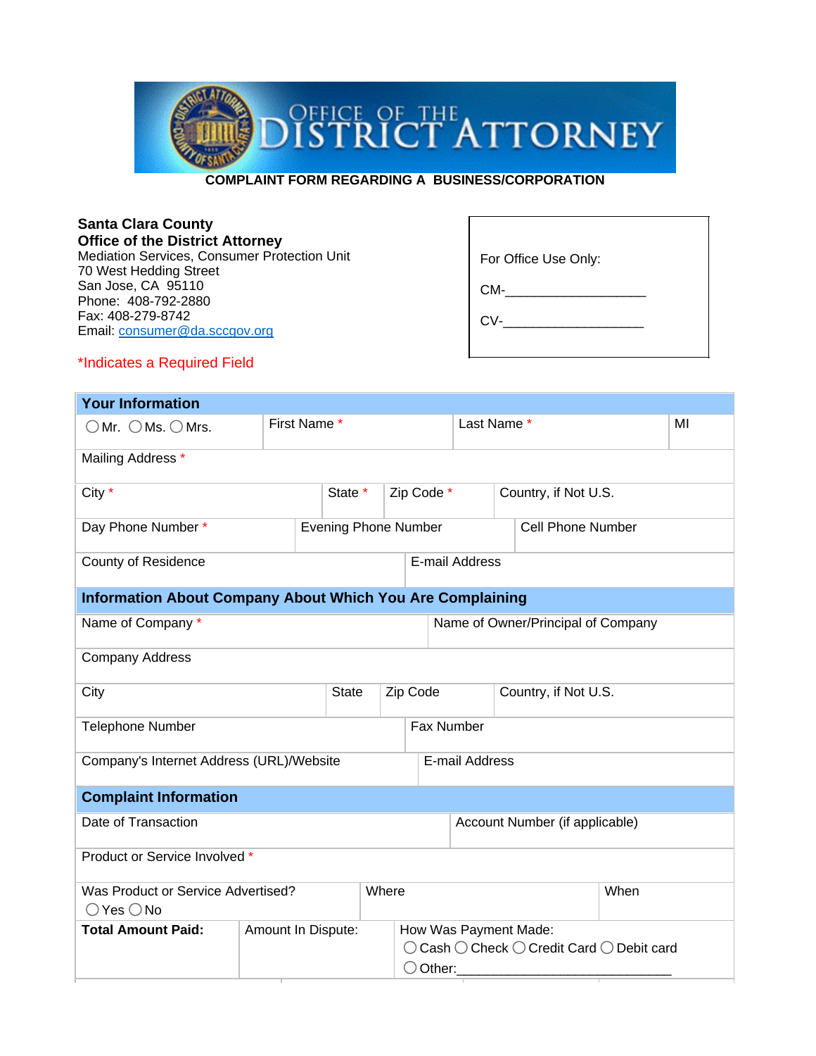# OFFICE OF THE DISTRICT ATTORNEY

**COMPLAINT FORM REGARDING A BUSINESS/CORPORATION**

**Santa Clara County**
**Office of the District Attorney**
Mediation Services, Consumer Protection Unit
70 West Hedding Street
San Jose, CA 95110
Phone: 408-792-2880
Fax: 408-279-8742
Email: consumer@da.sccgov.org

For Office Use Only:

CM-\_\_\_\_\_\_\_\_\_\_\_\_\_\_\_\_\_\_\_

CV-\_\_\_\_\_\_\_\_\_\_\_\_\_\_\_\_\_\_\_

*Indicates a Required Field

## Your Information

| ○ Mr. ○ Ms. ○ Mrs. | First Name * | Last Name * | MI |
|---|---|---|---|
| Mailing Address * | | | |
| City * | State * | Zip Code * | Country, if Not U.S. |
| Day Phone Number * | Evening Phone Number | Cell Phone Number | |
| County of Residence | E-mail Address | | |

## Information About Company About Which You Are Complaining

| Name of Company * | Name of Owner/Principal of Company | | |
|---|---|---|---|
| Company Address | | | |
| City | State | Zip Code | Country, if Not U.S. |
| Telephone Number | Fax Number | | |
| Company's Internet Address (URL)/Website | E-mail Address | | |

## Complaint Information

| Date of Transaction | Account Number (if applicable) | |
|---|---|---|
| Product or Service Involved * | | |
| Was Product or Service Advertised? ○ Yes ○ No | Where | When |

| **Total Amount Paid:** | Amount In Dispute: | How Was Payment Made: ○ Cash ○ Check ○ Credit Card ○ Debit card ○ Other:\_\_\_\_\_\_\_\_\_\_\_\_\_\_\_\_\_\_\_\_\_\_\_\_\_\_\_\_\_ |
|---|---|---|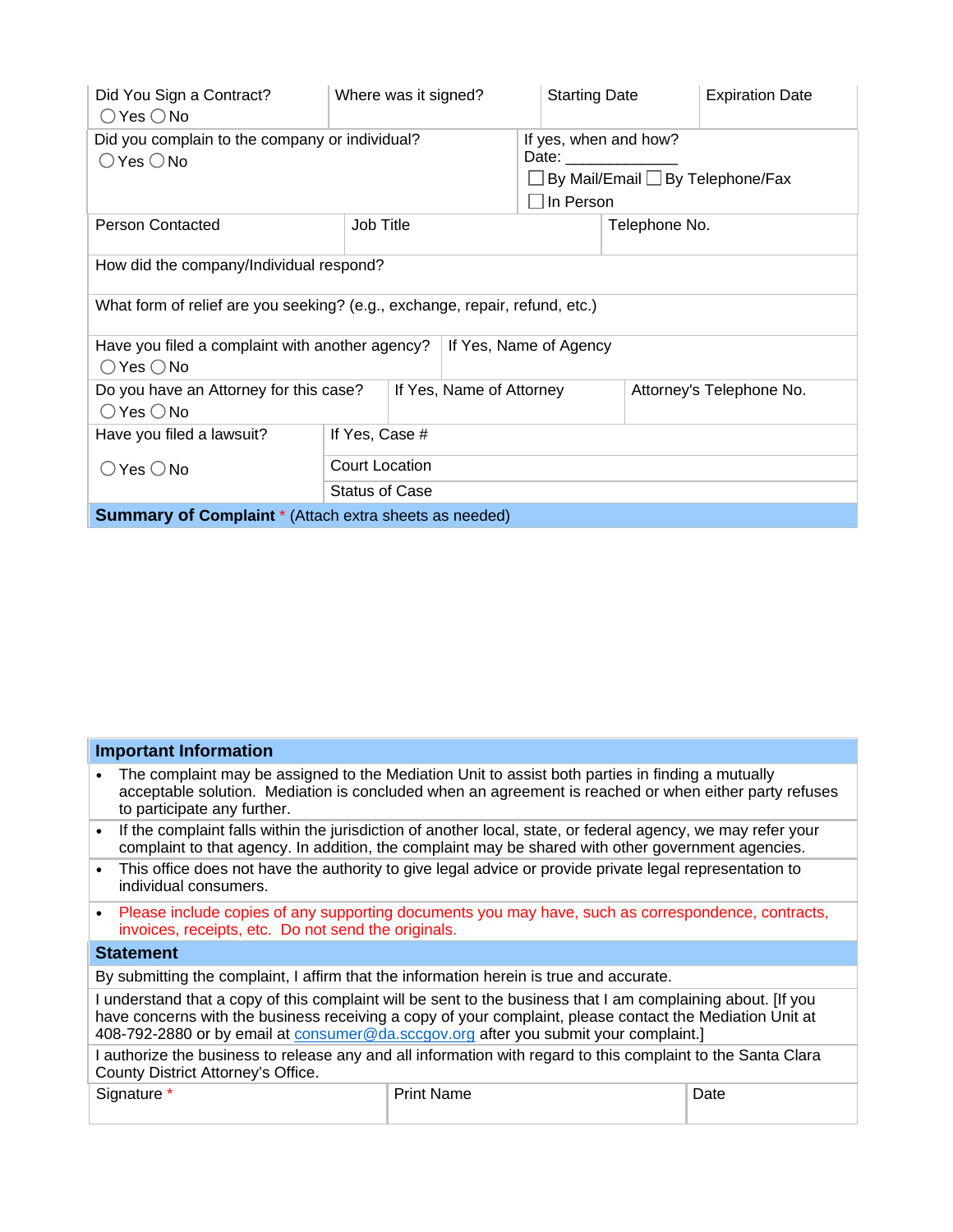| | | | |
|---|---|---|---|
| Did You Sign a Contract? ◯ Yes ◯ No | Where was it signed? | Starting Date | Expiration Date |

| | |
|---|---|
| Did you complain to the company or individual? ◯ Yes ◯ No | If yes, when and how? Date: _____________ ☐ By Mail/Email ☐ By Telephone/Fax ☐ In Person |

| | | |
|---|---|---|
| Person Contacted | Job Title | Telephone No. |

How did the company/Individual respond?

What form of relief are you seeking? (e.g., exchange, repair, refund, etc.)

| | |
|---|---|
| Have you filed a complaint with another agency? ◯ Yes ◯ No | If Yes, Name of Agency |

| | | |
|---|---|---|
| Do you have an Attorney for this case? ◯ Yes ◯ No | If Yes, Name of Attorney | Attorney's Telephone No. |

| | |
|---|---|
| Have you filed a lawsuit? ◯ Yes ◯ No | If Yes, Case # |
| | Court Location |
| | Status of Case |

**Summary of Complaint** * (Attach extra sheets as needed)

## Important Information

- The complaint may be assigned to the Mediation Unit to assist both parties in finding a mutually acceptable solution. Mediation is concluded when an agreement is reached or when either party refuses to participate any further.
- If the complaint falls within the jurisdiction of another local, state, or federal agency, we may refer your complaint to that agency. In addition, the complaint may be shared with other government agencies.
- This office does not have the authority to give legal advice or provide private legal representation to individual consumers.
- Please include copies of any supporting documents you may have, such as correspondence, contracts, invoices, receipts, etc. Do not send the originals.

## Statement

By submitting the complaint, I affirm that the information herein is true and accurate.

I understand that a copy of this complaint will be sent to the business that I am complaining about. [If you have concerns with the business receiving a copy of your complaint, please contact the Mediation Unit at 408-792-2880 or by email at consumer@da.sccgov.org after you submit your complaint.]

I authorize the business to release any and all information with regard to this complaint to the Santa Clara County District Attorney's Office.

| | | |
|---|---|---|
| Signature * | Print Name | Date |